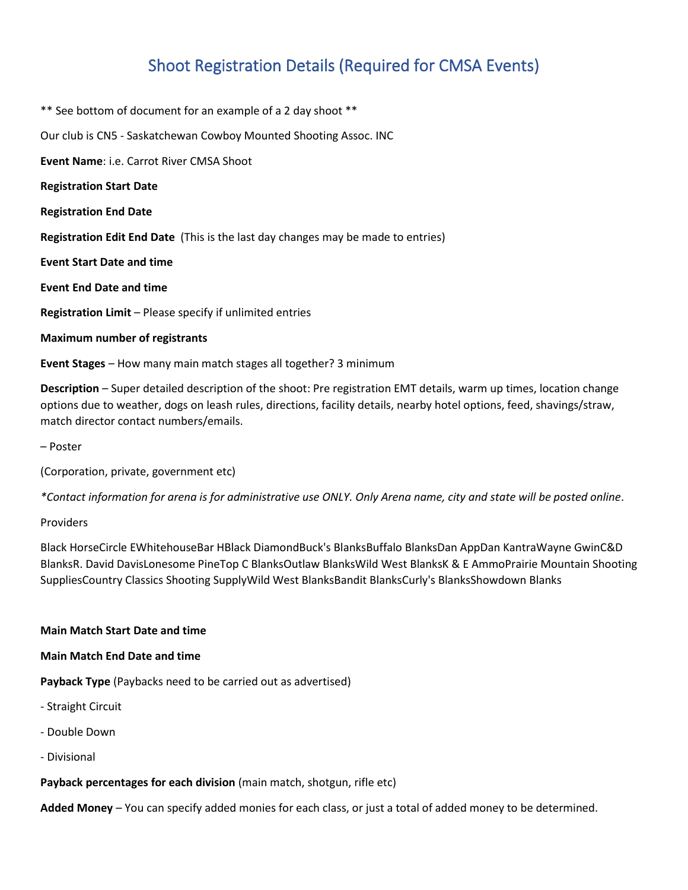# Shoot Registration Details (Required for CMSA Events)

** See bottom of document for an example of a 2 day shoot **

Our club is CN5 - Saskatchewan Cowboy Mounted Shooting Assoc. INC

**Event Name**: i.e. Carrot River CMSA Shoot

**Registration Start Date**

**Registration End Date**

**Registration Edit End Date** (This is the last day changes may be made to entries)

**Event Start Date and time**

**Event End Date and time**

**Registration Limit** – Please specify if unlimited entries

**Maximum number of registrants**

**Event Stages** – How many main match stages all together? 3 minimum

**Description** – Super detailed description of the shoot: Pre registration EMT details, warm up times, location change options due to weather, dogs on leash rules, directions, facility details, nearby hotel options, feed, shavings/straw, match director contact numbers/emails.

– Poster

(Corporation, private, government etc)

*\*Contact information for arena is for administrative use ONLY. Only Arena name, city and state will be posted online*.

Providers

Black HorseCircle EWhitehouseBar HBlack DiamondBuck's BlanksBuffalo BlanksDan AppDan KantraWayne GwinC&D BlanksR. David DavisLonesome PineTop C BlanksOutlaw BlanksWild West BlanksK & E AmmoPrairie Mountain Shooting SuppliesCountry Classics Shooting SupplyWild West BlanksBandit BlanksCurly's BlanksShowdown Blanks

**Main Match Start Date and time**

**Main Match End Date and time**

**Payback Type** (Paybacks need to be carried out as advertised)

- Straight Circuit

- Double Down

- Divisional

**Payback percentages for each division** (main match, shotgun, rifle etc)

**Added Money** – You can specify added monies for each class, or just a total of added money to be determined.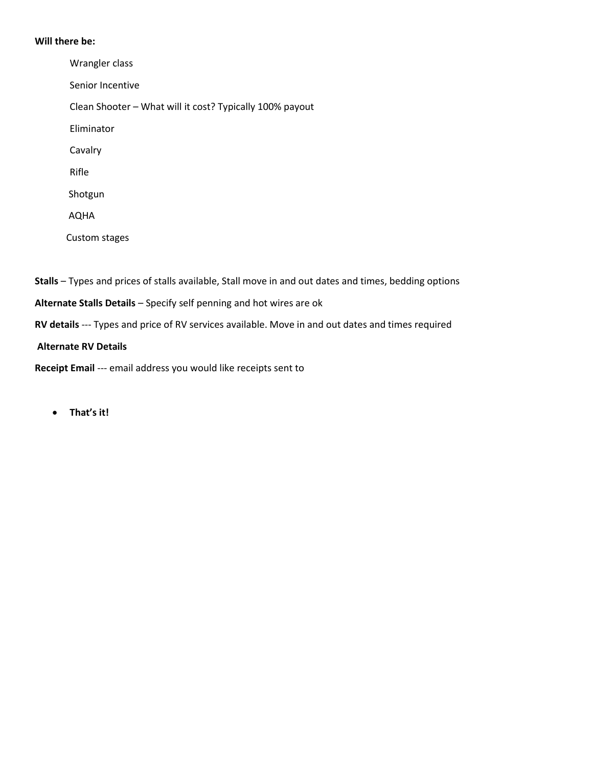**Will there be:**

Wrangler class

Senior Incentive

Clean Shooter – What will it cost? Typically 100% payout

Eliminator

Cavalry

Rifle

Shotgun

AQHA

Custom stages

**Stalls** – Types and prices of stalls available, Stall move in and out dates and times, bedding options

**Alternate Stalls Details** – Specify self penning and hot wires are ok

**RV details** --- Types and price of RV services available. Move in and out dates and times required

**Alternate RV Details**

**Receipt Email** --- email address you would like receipts sent to

- **That's it!**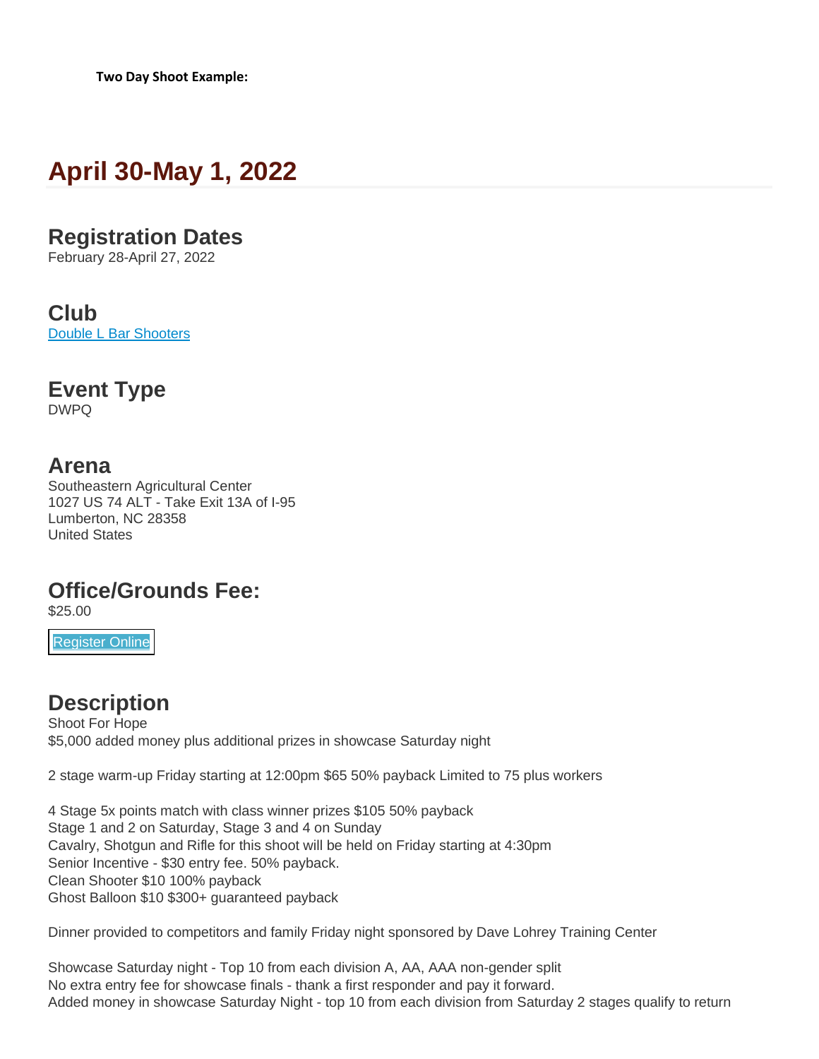**Two Day Shoot Example:**

# April 30-May 1, 2022

## Registration Dates

February 28-April 27, 2022

## Club

[Double L Bar Shooters]

## Event Type

DWPQ

## Arena

Southeastern Agricultural Center
1027 US 74 ALT - Take Exit 13A of I-95
Lumberton, NC 28358
United States

## Office/Grounds Fee:

$25.00

[Register Online]

## Description

Shoot For Hope
$5,000 added money plus additional prizes in showcase Saturday night

2 stage warm-up Friday starting at 12:00pm $65 50% payback Limited to 75 plus workers

4 Stage 5x points match with class winner prizes $105 50% payback
Stage 1 and 2 on Saturday, Stage 3 and 4 on Sunday
Cavalry, Shotgun and Rifle for this shoot will be held on Friday starting at 4:30pm
Senior Incentive - $30 entry fee. 50% payback.
Clean Shooter $10 100% payback
Ghost Balloon $10 $300+ guaranteed payback

Dinner provided to competitors and family Friday night sponsored by Dave Lohrey Training Center

Showcase Saturday night - Top 10 from each division A, AA, AAA non-gender split
No extra entry fee for showcase finals - thank a first responder and pay it forward.
Added money in showcase Saturday Night - top 10 from each division from Saturday 2 stages qualify to return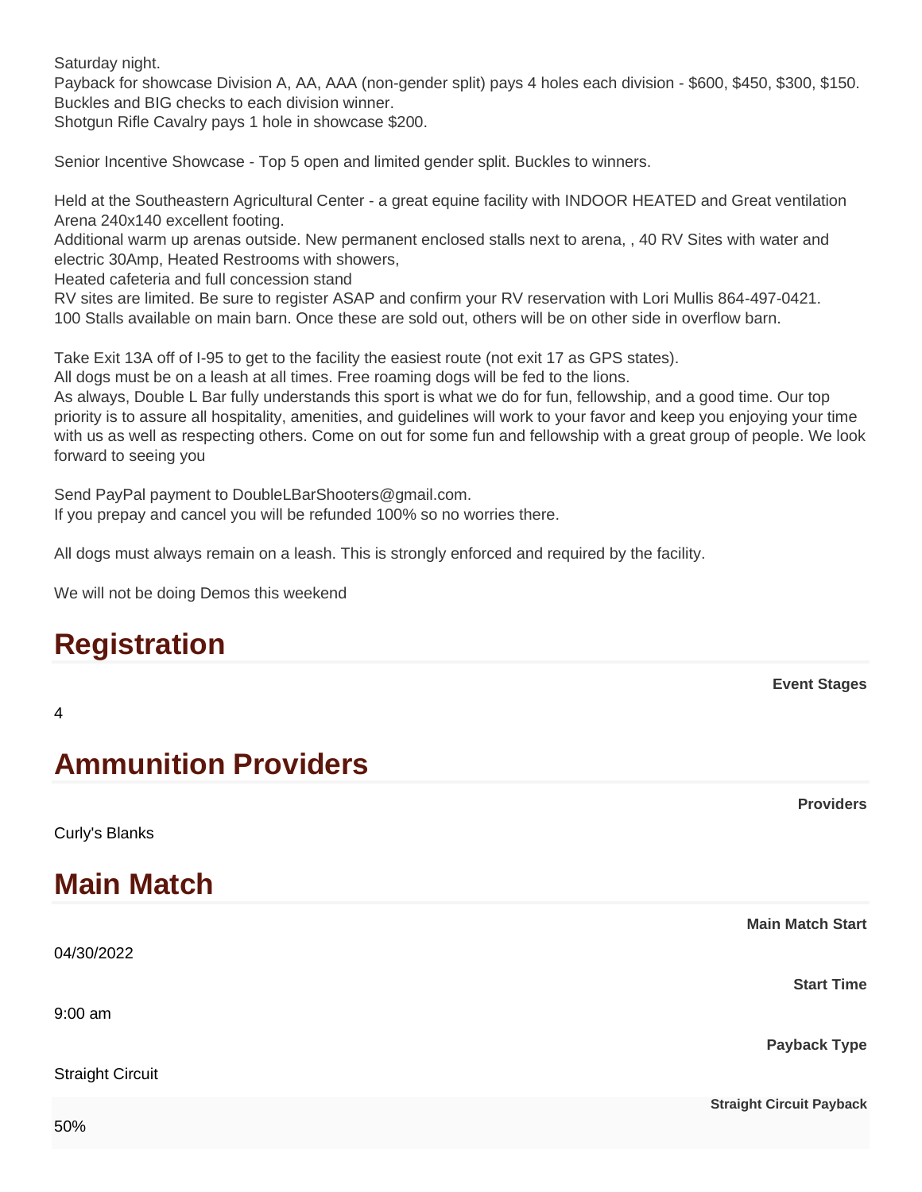Saturday night.
Payback for showcase Division A, AA, AAA (non-gender split) pays 4 holes each division - $600, $450, $300, $150. Buckles and BIG checks to each division winner.
Shotgun Rifle Cavalry pays 1 hole in showcase $200.

Senior Incentive Showcase - Top 5 open and limited gender split. Buckles to winners.

Held at the Southeastern Agricultural Center - a great equine facility with INDOOR HEATED and Great ventilation Arena 240x140 excellent footing.
Additional warm up arenas outside. New permanent enclosed stalls next to arena, , 40 RV Sites with water and electric 30Amp, Heated Restrooms with showers,
Heated cafeteria and full concession stand
RV sites are limited. Be sure to register ASAP and confirm your RV reservation with Lori Mullis 864-497-0421.
100 Stalls available on main barn. Once these are sold out, others will be on other side in overflow barn.

Take Exit 13A off of I-95 to get to the facility the easiest route (not exit 17 as GPS states).
All dogs must be on a leash at all times. Free roaming dogs will be fed to the lions.
As always, Double L Bar fully understands this sport is what we do for fun, fellowship, and a good time. Our top priority is to assure all hospitality, amenities, and guidelines will work to your favor and keep you enjoying your time with us as well as respecting others. Come on out for some fun and fellowship with a great group of people. We look forward to seeing you

Send PayPal payment to DoubleLBarShooters@gmail.com.
If you prepay and cancel you will be refunded 100% so no worries there.

All dogs must always remain on a leash. This is strongly enforced and required by the facility.

We will not be doing Demos this weekend

## Registration

**Event Stages**

4

## Ammunition Providers

**Providers**

Curly's Blanks

## Main Match

**Main Match Start**

04/30/2022

**Start Time**

9:00 am

**Payback Type**

Straight Circuit

**Straight Circuit Payback**

50%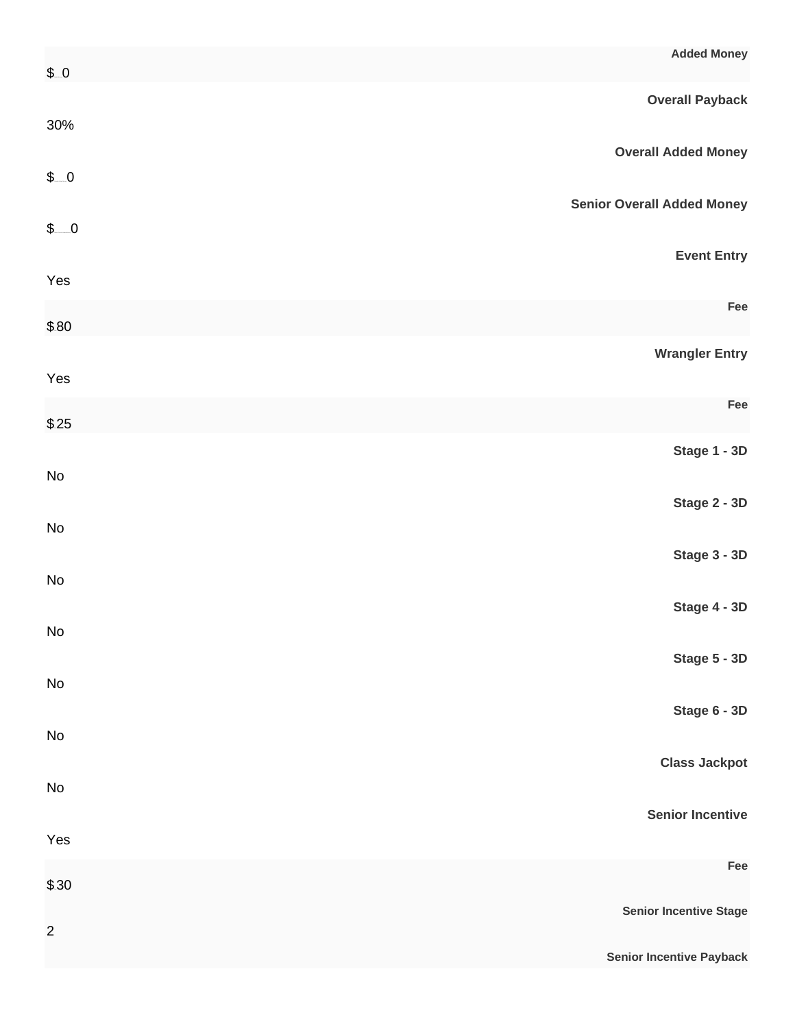| | |
|---|---|
| Added Money | $ 0 |
| Overall Payback | 30% |
| Overall Added Money | $ 0 |
| Senior Overall Added Money | $ 0 |
| Event Entry | Yes |
| Fee | $ 80 |
| Wrangler Entry | Yes |
| Fee | $ 25 |
| Stage 1 - 3D | No |
| Stage 2 - 3D | No |
| Stage 3 - 3D | No |
| Stage 4 - 3D | No |
| Stage 5 - 3D | No |
| Stage 6 - 3D | No |
| Class Jackpot | No |
| Senior Incentive | Yes |
| Fee | $ 30 |
| Senior Incentive Stage | 2 |
| Senior Incentive Payback | |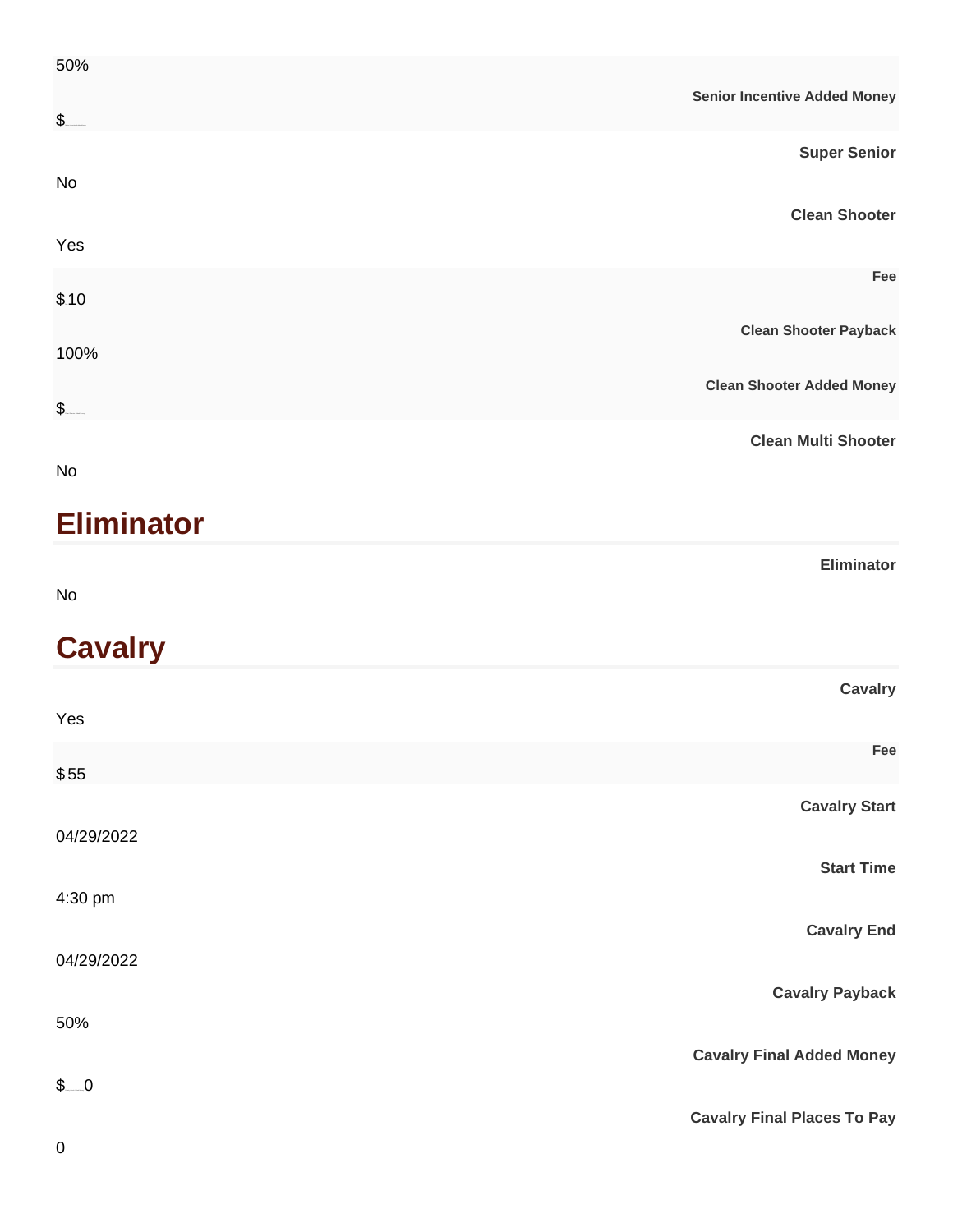50%

**Senior Incentive Added Money**

$\_\_\_

**Super Senior**

No

**Clean Shooter**

Yes

**Fee**

$10

**Clean Shooter Payback**

100%

**Clean Shooter Added Money**

$\_\_\_

**Clean Multi Shooter**

No

## Eliminator

**Eliminator**

No

## Cavalry

**Cavalry**

Yes

**Fee**

$55

**Cavalry Start**

04/29/2022

**Start Time**

4:30 pm

**Cavalry End**

04/29/2022

**Cavalry Payback**

50%

**Cavalry Final Added Money**

$\_\_\_0

**Cavalry Final Places To Pay**

0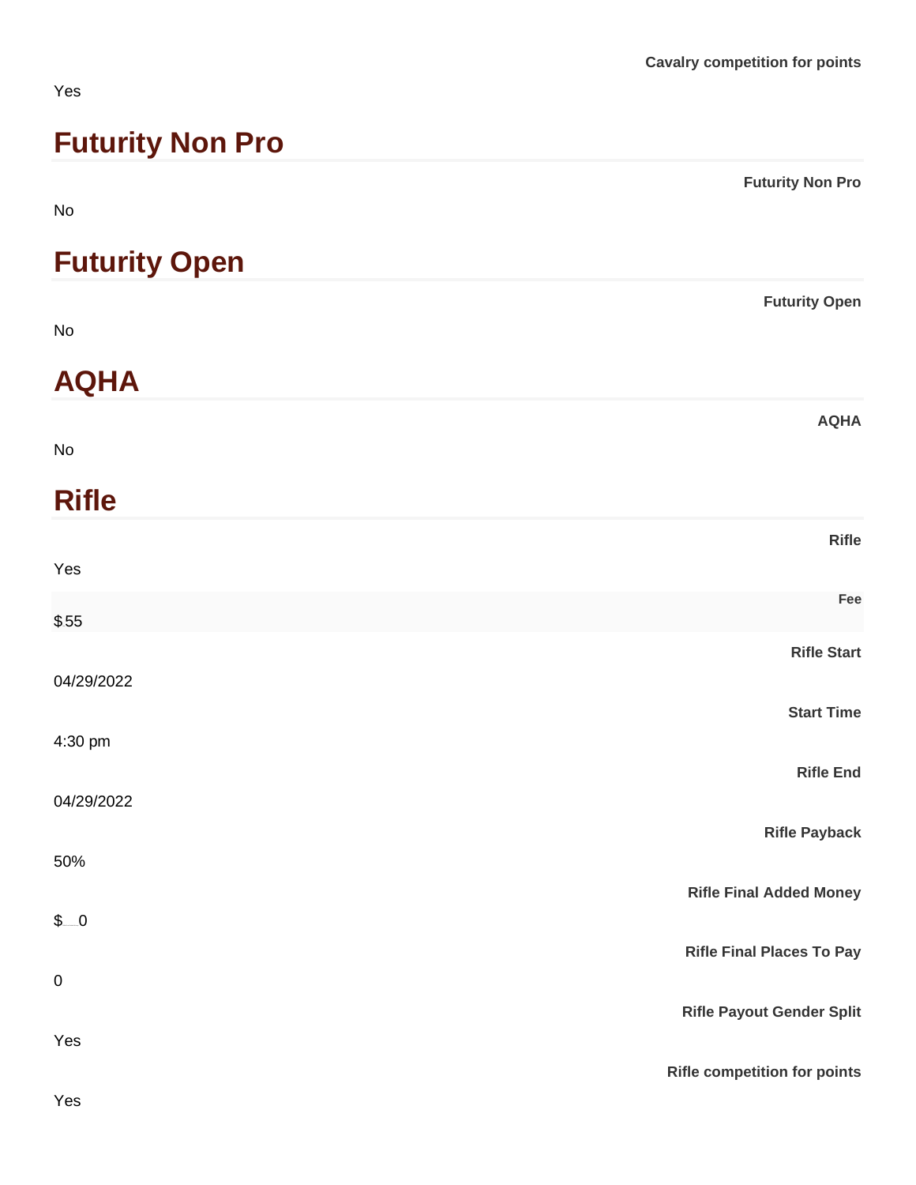**Cavalry competition for points**

Yes

## Futurity Non Pro

**Futurity Non Pro**

No

## Futurity Open

**Futurity Open**

No

## AQHA

**AQHA**

No

## Rifle

**Rifle**

Yes

**Fee**

$55

**Rifle Start**

04/29/2022

**Start Time**

4:30 pm

**Rifle End**

04/29/2022

**Rifle Payback**

50%

**Rifle Final Added Money**

$ 0

**Rifle Final Places To Pay**

0

**Rifle Payout Gender Split**

Yes

**Rifle competition for points**

Yes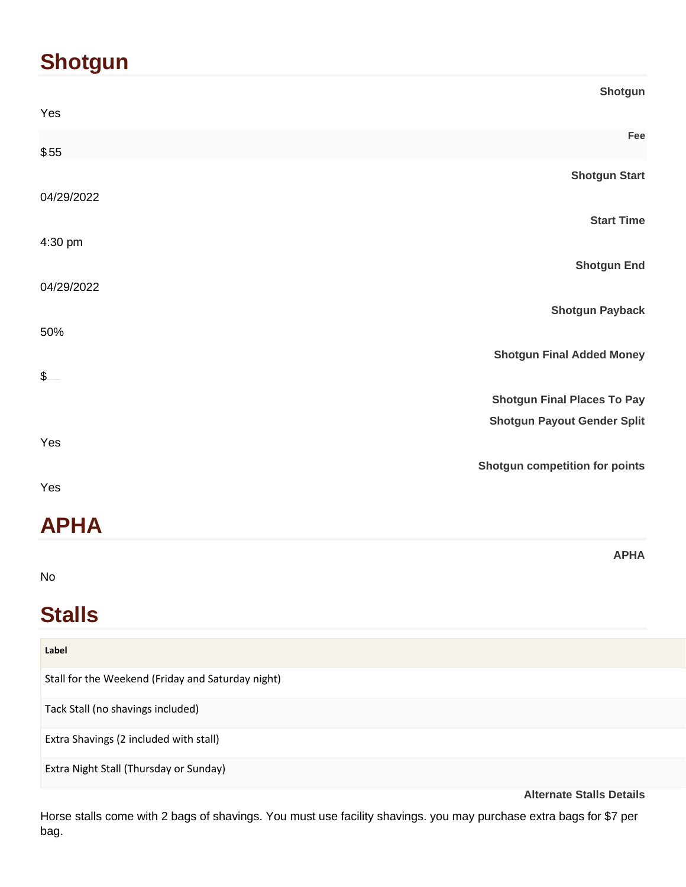## Shotgun

**Shotgun**

Yes

**Fee**

$55

**Shotgun Start**

04/29/2022

**Start Time**

4:30 pm

**Shotgun End**

04/29/2022

**Shotgun Payback**

50%

**Shotgun Final Added Money**

$

**Shotgun Final Places To Pay**

**Shotgun Payout Gender Split**

Yes

**Shotgun competition for points**

Yes

## APHA

**APHA**

No

## Stalls

| Label |
| --- |
| Stall for the Weekend (Friday and Saturday night) |
| Tack Stall (no shavings included) |
| Extra Shavings (2 included with stall) |
| Extra Night Stall (Thursday or Sunday) |

**Alternate Stalls Details**

Horse stalls come with 2 bags of shavings. You must use facility shavings. you may purchase extra bags for $7 per bag.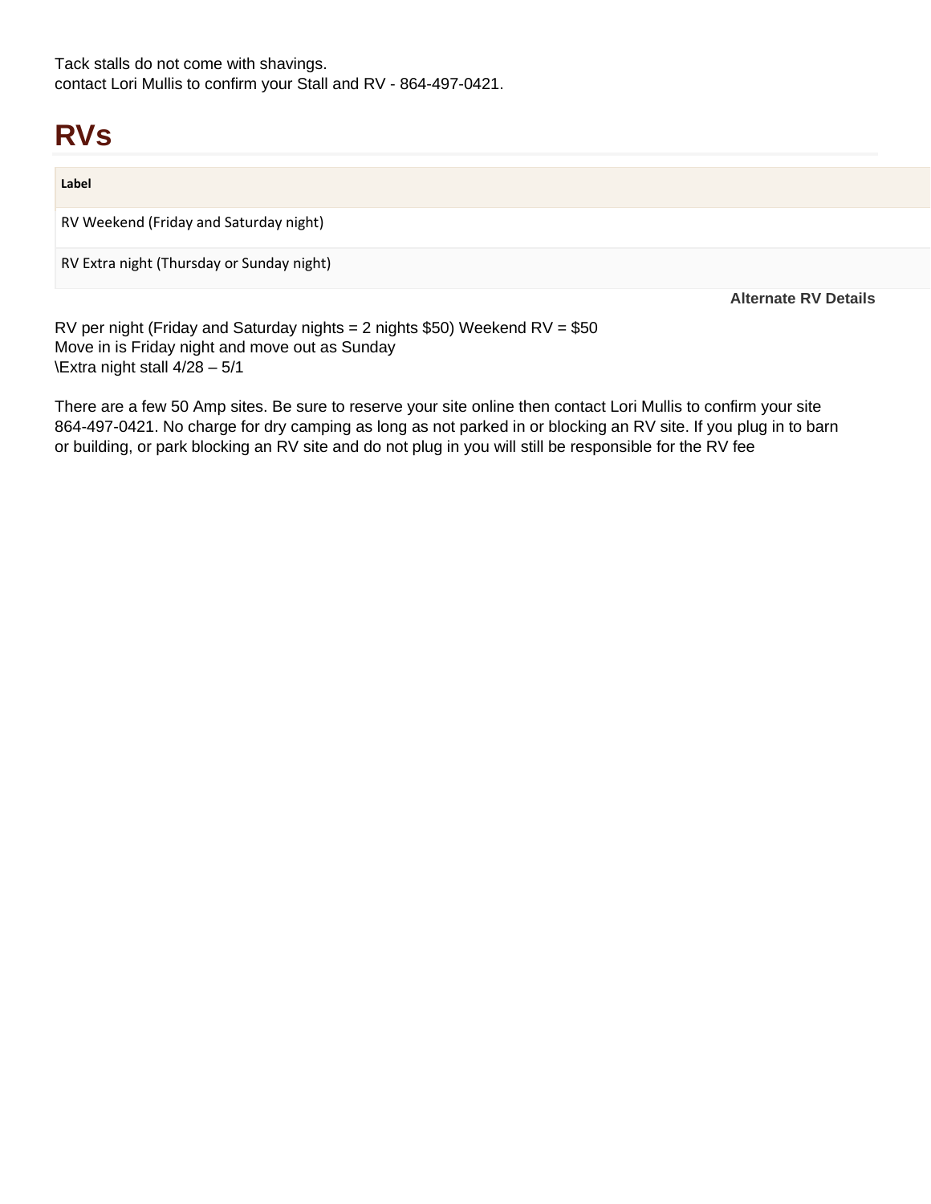Tack stalls do not come with shavings.
contact Lori Mullis to confirm your Stall and RV - 864-497-0421.

## RVs

| Label |
| --- |
| RV Weekend (Friday and Saturday night) |
| RV Extra night (Thursday or Sunday night) |

**Alternate RV Details**

RV per night (Friday and Saturday nights = 2 nights $50) Weekend RV = $50
Move in is Friday night and move out as Sunday
\Extra night stall 4/28 – 5/1

There are a few 50 Amp sites. Be sure to reserve your site online then contact Lori Mullis to confirm your site 864-497-0421. No charge for dry camping as long as not parked in or blocking an RV site. If you plug in to barn or building, or park blocking an RV site and do not plug in you will still be responsible for the RV fee